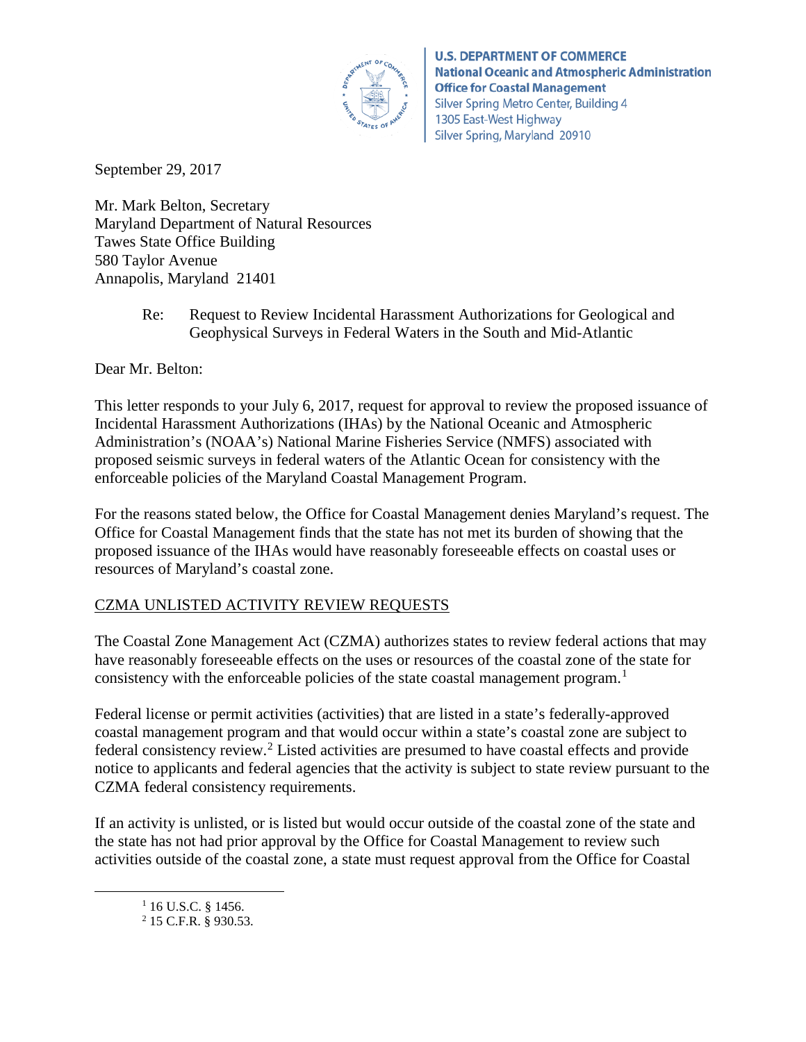**U.S. DEPARTMENT OF COMMERCE**
**National Oceanic and Atmospheric Administration**
**Office for Coastal Management**
Silver Spring Metro Center, Building 4
1305 East-West Highway
Silver Spring, Maryland 20910

September 29, 2017

Mr. Mark Belton, Secretary
Maryland Department of Natural Resources
Tawes State Office Building
580 Taylor Avenue
Annapolis, Maryland 21401

Re: Request to Review Incidental Harassment Authorizations for Geological and Geophysical Surveys in Federal Waters in the South and Mid-Atlantic

Dear Mr. Belton:

This letter responds to your July 6, 2017, request for approval to review the proposed issuance of Incidental Harassment Authorizations (IHAs) by the National Oceanic and Atmospheric Administration's (NOAA's) National Marine Fisheries Service (NMFS) associated with proposed seismic surveys in federal waters of the Atlantic Ocean for consistency with the enforceable policies of the Maryland Coastal Management Program.

For the reasons stated below, the Office for Coastal Management denies Maryland's request. The Office for Coastal Management finds that the state has not met its burden of showing that the proposed issuance of the IHAs would have reasonably foreseeable effects on coastal uses or resources of Maryland's coastal zone.

<u>CZMA UNLISTED ACTIVITY REVIEW REQUESTS</u>

The Coastal Zone Management Act (CZMA) authorizes states to review federal actions that may have reasonably foreseeable effects on the uses or resources of the coastal zone of the state for consistency with the enforceable policies of the state coastal management program.[1]

Federal license or permit activities (activities) that are listed in a state's federally-approved coastal management program and that would occur within a state's coastal zone are subject to federal consistency review.[2] Listed activities are presumed to have coastal effects and provide notice to applicants and federal agencies that the activity is subject to state review pursuant to the CZMA federal consistency requirements.

If an activity is unlisted, or is listed but would occur outside of the coastal zone of the state and the state has not had prior approval by the Office for Coastal Management to review such activities outside of the coastal zone, a state must request approval from the Office for Coastal

---

[1] 16 U.S.C. § 1456.
[2] 15 C.F.R. § 930.53.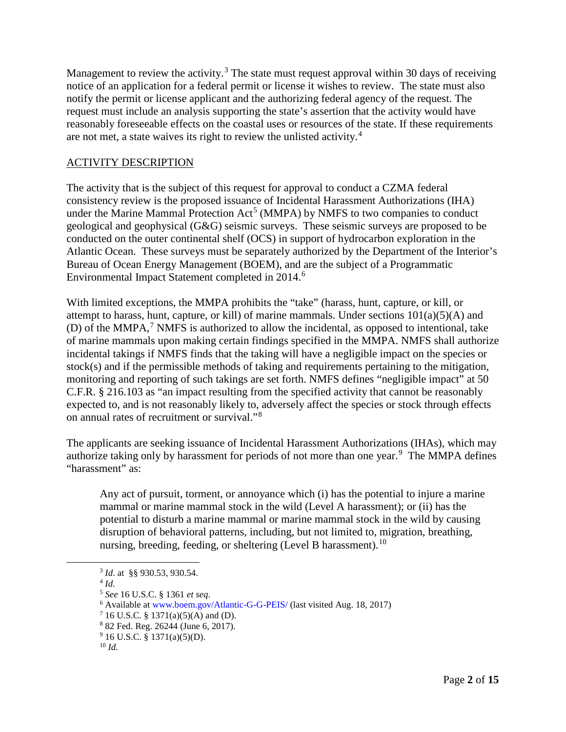Management to review the activity.[3] The state must request approval within 30 days of receiving notice of an application for a federal permit or license it wishes to review. The state must also notify the permit or license applicant and the authorizing federal agency of the request. The request must include an analysis supporting the state's assertion that the activity would have reasonably foreseeable effects on the coastal uses or resources of the state. If these requirements are not met, a state waives its right to review the unlisted activity.[4]

## ACTIVITY DESCRIPTION

The activity that is the subject of this request for approval to conduct a CZMA federal consistency review is the proposed issuance of Incidental Harassment Authorizations (IHA) under the Marine Mammal Protection Act[5] (MMPA) by NMFS to two companies to conduct geological and geophysical (G&G) seismic surveys. These seismic surveys are proposed to be conducted on the outer continental shelf (OCS) in support of hydrocarbon exploration in the Atlantic Ocean. These surveys must be separately authorized by the Department of the Interior's Bureau of Ocean Energy Management (BOEM), and are the subject of a Programmatic Environmental Impact Statement completed in 2014.[6]

With limited exceptions, the MMPA prohibits the "take" (harass, hunt, capture, or kill, or attempt to harass, hunt, capture, or kill) of marine mammals. Under sections 101(a)(5)(A) and (D) of the MMPA,[7] NMFS is authorized to allow the incidental, as opposed to intentional, take of marine mammals upon making certain findings specified in the MMPA. NMFS shall authorize incidental takings if NMFS finds that the taking will have a negligible impact on the species or stock(s) and if the permissible methods of taking and requirements pertaining to the mitigation, monitoring and reporting of such takings are set forth. NMFS defines "negligible impact" at 50 C.F.R. § 216.103 as "an impact resulting from the specified activity that cannot be reasonably expected to, and is not reasonably likely to, adversely affect the species or stock through effects on annual rates of recruitment or survival."[8]

The applicants are seeking issuance of Incidental Harassment Authorizations (IHAs), which may authorize taking only by harassment for periods of not more than one year.[9] The MMPA defines "harassment" as:

> Any act of pursuit, torment, or annoyance which (i) has the potential to injure a marine mammal or marine mammal stock in the wild (Level A harassment); or (ii) has the potential to disturb a marine mammal or marine mammal stock in the wild by causing disruption of behavioral patterns, including, but not limited to, migration, breathing, nursing, breeding, feeding, or sheltering (Level B harassment).[10]

---

[3] *Id*. at §§ 930.53, 930.54.

[4] *Id.*

[5] *See* 16 U.S.C. § 1361 *et seq*.

[6] Available at www.boem.gov/Atlantic-G-G-PEIS/ (last visited Aug. 18, 2017)

[7] 16 U.S.C. § 1371(a)(5)(A) and (D).

[8] 82 Fed. Reg. 26244 (June 6, 2017).

[9] 16 U.S.C. § 1371(a)(5)(D).

[10] *Id.*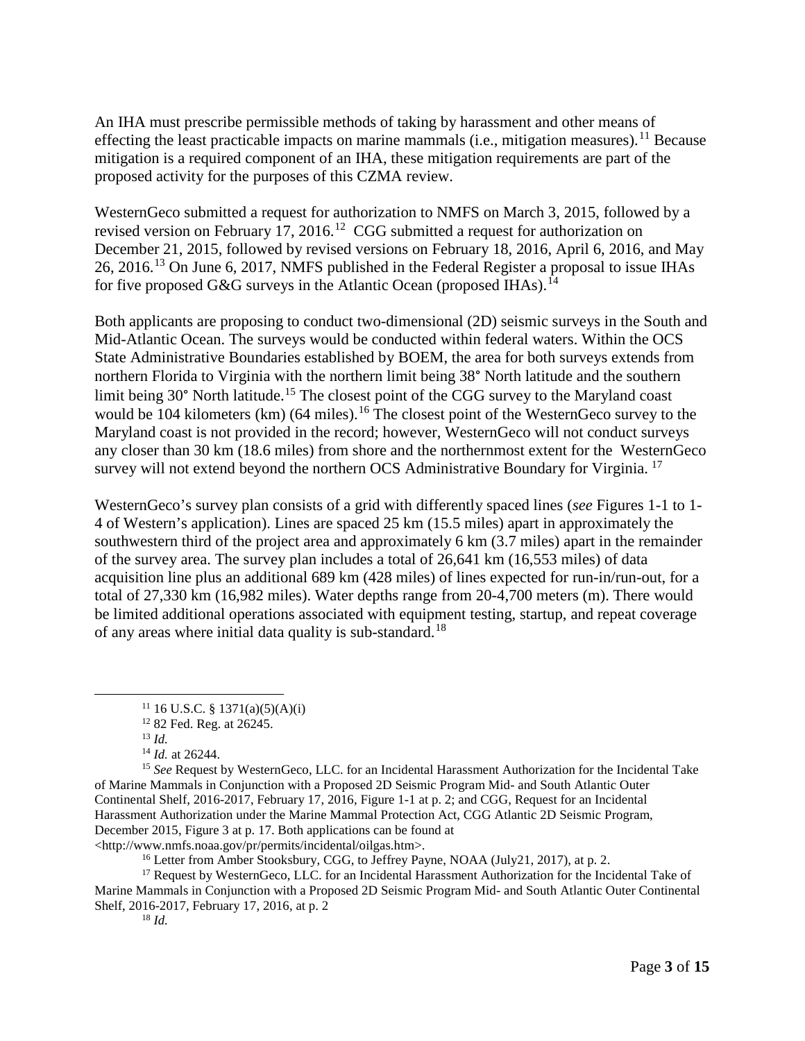An IHA must prescribe permissible methods of taking by harassment and other means of effecting the least practicable impacts on marine mammals (i.e., mitigation measures).[11] Because mitigation is a required component of an IHA, these mitigation requirements are part of the proposed activity for the purposes of this CZMA review.

WesternGeco submitted a request for authorization to NMFS on March 3, 2015, followed by a revised version on February 17, 2016.[12] CGG submitted a request for authorization on December 21, 2015, followed by revised versions on February 18, 2016, April 6, 2016, and May 26, 2016.[13] On June 6, 2017, NMFS published in the Federal Register a proposal to issue IHAs for five proposed G&G surveys in the Atlantic Ocean (proposed IHAs).[14]

Both applicants are proposing to conduct two-dimensional (2D) seismic surveys in the South and Mid-Atlantic Ocean. The surveys would be conducted within federal waters. Within the OCS State Administrative Boundaries established by BOEM, the area for both surveys extends from northern Florida to Virginia with the northern limit being 38° North latitude and the southern limit being 30° North latitude.[15] The closest point of the CGG survey to the Maryland coast would be 104 kilometers (km) (64 miles).[16] The closest point of the WesternGeco survey to the Maryland coast is not provided in the record; however, WesternGeco will not conduct surveys any closer than 30 km (18.6 miles) from shore and the northernmost extent for the WesternGeco survey will not extend beyond the northern OCS Administrative Boundary for Virginia.[17]

WesternGeco's survey plan consists of a grid with differently spaced lines (*see* Figures 1-1 to 1-4 of Western's application). Lines are spaced 25 km (15.5 miles) apart in approximately the southwestern third of the project area and approximately 6 km (3.7 miles) apart in the remainder of the survey area. The survey plan includes a total of 26,641 km (16,553 miles) of data acquisition line plus an additional 689 km (428 miles) of lines expected for run-in/run-out, for a total of 27,330 km (16,982 miles). Water depths range from 20-4,700 meters (m). There would be limited additional operations associated with equipment testing, startup, and repeat coverage of any areas where initial data quality is sub-standard.[18]

---

[11] 16 U.S.C. § 1371(a)(5)(A)(i)

[12] 82 Fed. Reg. at 26245.

[13] *Id.*

[14] *Id.* at 26244.

[15] *See* Request by WesternGeco, LLC. for an Incidental Harassment Authorization for the Incidental Take of Marine Mammals in Conjunction with a Proposed 2D Seismic Program Mid- and South Atlantic Outer Continental Shelf, 2016-2017, February 17, 2016, Figure 1-1 at p. 2; and CGG, Request for an Incidental Harassment Authorization under the Marine Mammal Protection Act, CGG Atlantic 2D Seismic Program, December 2015, Figure 3 at p. 17. Both applications can be found at <http://www.nmfs.noaa.gov/pr/permits/incidental/oilgas.htm>.

[16] Letter from Amber Stooksbury, CGG, to Jeffrey Payne, NOAA (July21, 2017), at p. 2.

[17] Request by WesternGeco, LLC. for an Incidental Harassment Authorization for the Incidental Take of Marine Mammals in Conjunction with a Proposed 2D Seismic Program Mid- and South Atlantic Outer Continental Shelf, 2016-2017, February 17, 2016, at p. 2

[18] *Id.*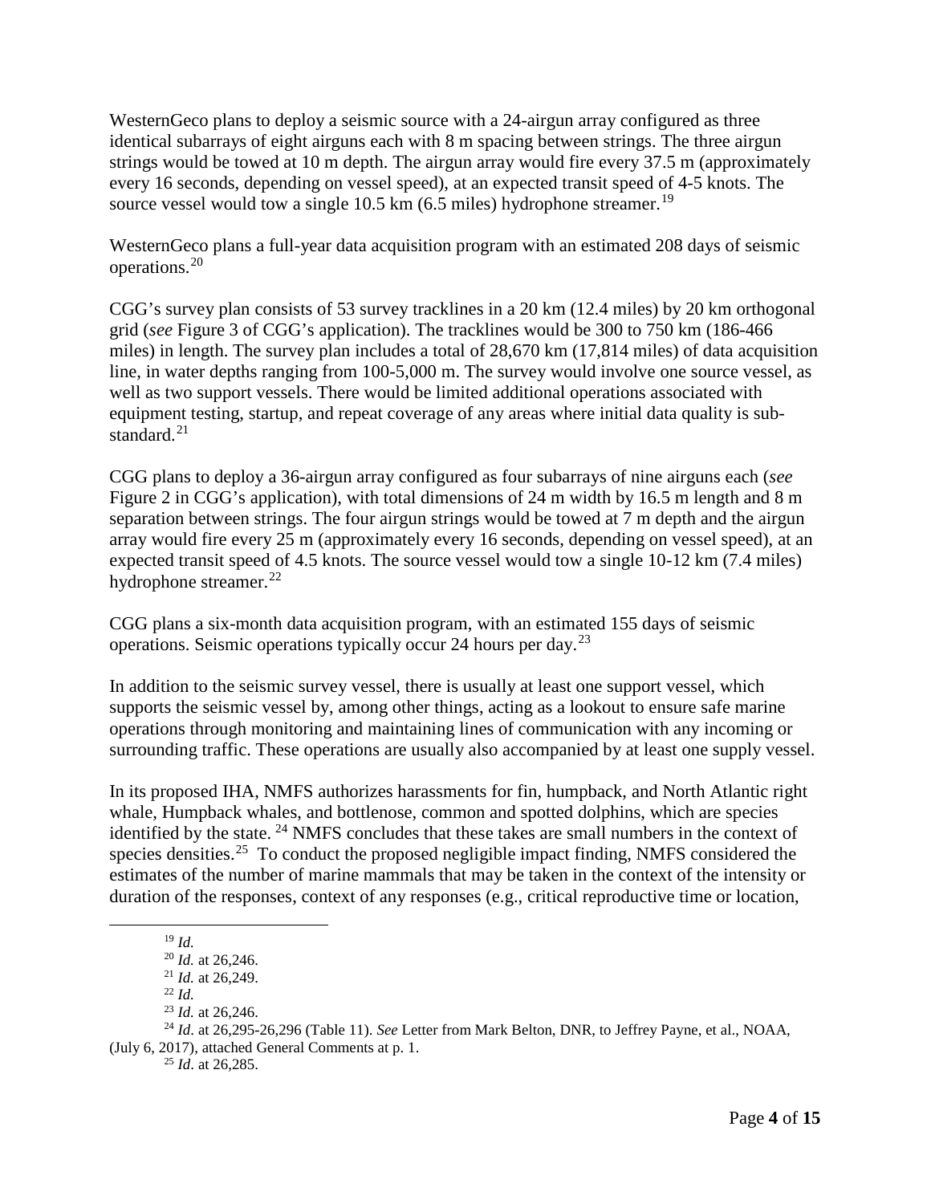WesternGeco plans to deploy a seismic source with a 24-airgun array configured as three identical subarrays of eight airguns each with 8 m spacing between strings. The three airgun strings would be towed at 10 m depth. The airgun array would fire every 37.5 m (approximately every 16 seconds, depending on vessel speed), at an expected transit speed of 4-5 knots. The source vessel would tow a single 10.5 km (6.5 miles) hydrophone streamer.[19]

WesternGeco plans a full-year data acquisition program with an estimated 208 days of seismic operations.[20]

CGG's survey plan consists of 53 survey tracklines in a 20 km (12.4 miles) by 20 km orthogonal grid (*see* Figure 3 of CGG's application). The tracklines would be 300 to 750 km (186-466 miles) in length. The survey plan includes a total of 28,670 km (17,814 miles) of data acquisition line, in water depths ranging from 100-5,000 m. The survey would involve one source vessel, as well as two support vessels. There would be limited additional operations associated with equipment testing, startup, and repeat coverage of any areas where initial data quality is sub-standard.[21]

CGG plans to deploy a 36-airgun array configured as four subarrays of nine airguns each (*see* Figure 2 in CGG's application), with total dimensions of 24 m width by 16.5 m length and 8 m separation between strings. The four airgun strings would be towed at 7 m depth and the airgun array would fire every 25 m (approximately every 16 seconds, depending on vessel speed), at an expected transit speed of 4.5 knots. The source vessel would tow a single 10-12 km (7.4 miles) hydrophone streamer.[22]

CGG plans a six-month data acquisition program, with an estimated 155 days of seismic operations. Seismic operations typically occur 24 hours per day.[23]

In addition to the seismic survey vessel, there is usually at least one support vessel, which supports the seismic vessel by, among other things, acting as a lookout to ensure safe marine operations through monitoring and maintaining lines of communication with any incoming or surrounding traffic. These operations are usually also accompanied by at least one supply vessel.

In its proposed IHA, NMFS authorizes harassments for fin, humpback, and North Atlantic right whale, Humpback whales, and bottlenose, common and spotted dolphins, which are species identified by the state. [24] NMFS concludes that these takes are small numbers in the context of species densities.[25] To conduct the proposed negligible impact finding, NMFS considered the estimates of the number of marine mammals that may be taken in the context of the intensity or duration of the responses, context of any responses (e.g., critical reproductive time or location,

---

[19] *Id.*

[20] *Id.* at 26,246.

[21] *Id.* at 26,249.

[22] *Id.*

[23] *Id.* at 26,246.

[24] *Id*. at 26,295-26,296 (Table 11). *See* Letter from Mark Belton, DNR, to Jeffrey Payne, et al., NOAA, (July 6, 2017), attached General Comments at p. 1.

[25] *Id*. at 26,285.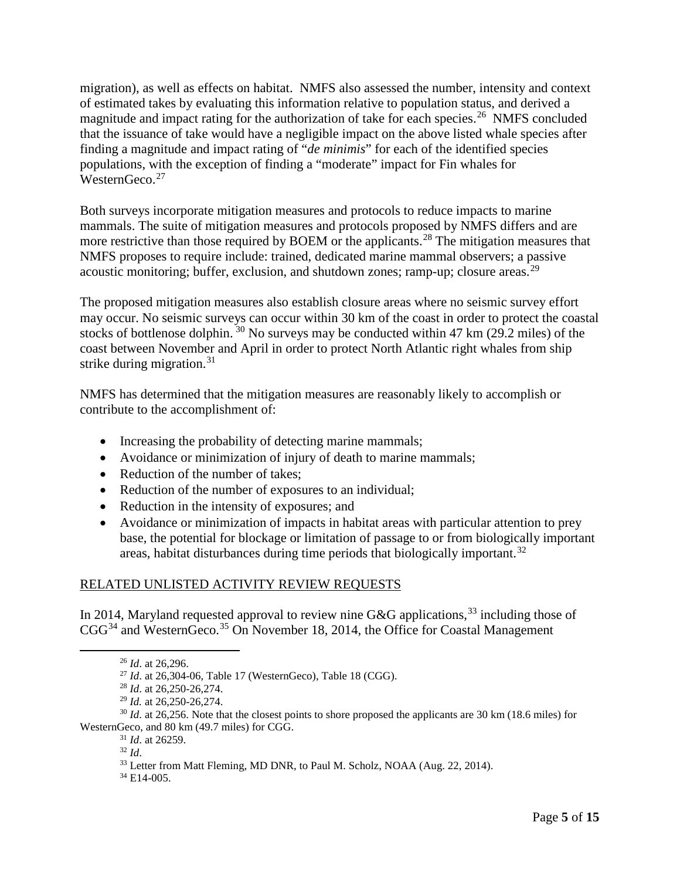migration), as well as effects on habitat. NMFS also assessed the number, intensity and context of estimated takes by evaluating this information relative to population status, and derived a magnitude and impact rating for the authorization of take for each species.[26] NMFS concluded that the issuance of take would have a negligible impact on the above listed whale species after finding a magnitude and impact rating of "*de minimis*" for each of the identified species populations, with the exception of finding a "moderate" impact for Fin whales for WesternGeco.[27]

Both surveys incorporate mitigation measures and protocols to reduce impacts to marine mammals. The suite of mitigation measures and protocols proposed by NMFS differs and are more restrictive than those required by BOEM or the applicants.[28] The mitigation measures that NMFS proposes to require include: trained, dedicated marine mammal observers; a passive acoustic monitoring; buffer, exclusion, and shutdown zones; ramp-up; closure areas.[29]

The proposed mitigation measures also establish closure areas where no seismic survey effort may occur. No seismic surveys can occur within 30 km of the coast in order to protect the coastal stocks of bottlenose dolphin.[30] No surveys may be conducted within 47 km (29.2 miles) of the coast between November and April in order to protect North Atlantic right whales from ship strike during migration.[31]

NMFS has determined that the mitigation measures are reasonably likely to accomplish or contribute to the accomplishment of:

- Increasing the probability of detecting marine mammals;
- Avoidance or minimization of injury of death to marine mammals;
- Reduction of the number of takes;
- Reduction of the number of exposures to an individual;
- Reduction in the intensity of exposures; and
- Avoidance or minimization of impacts in habitat areas with particular attention to prey base, the potential for blockage or limitation of passage to or from biologically important areas, habitat disturbances during time periods that biologically important.[32]

## RELATED UNLISTED ACTIVITY REVIEW REQUESTS

In 2014, Maryland requested approval to review nine G&G applications,[33] including those of CGG[34] and WesternGeco.[35] On November 18, 2014, the Office for Coastal Management

---

[26] *Id*. at 26,296.

[27] *Id*. at 26,304-06, Table 17 (WesternGeco), Table 18 (CGG).

[28] *Id*. at 26,250-26,274.

[29] *Id.* at 26,250-26,274.

[30] *Id*. at 26,256. Note that the closest points to shore proposed the applicants are 30 km (18.6 miles) for WesternGeco, and 80 km (49.7 miles) for CGG.

[31] *Id*. at 26259.

[32] *Id*.

[33] Letter from Matt Fleming, MD DNR, to Paul M. Scholz, NOAA (Aug. 22, 2014).

[34] E14-005.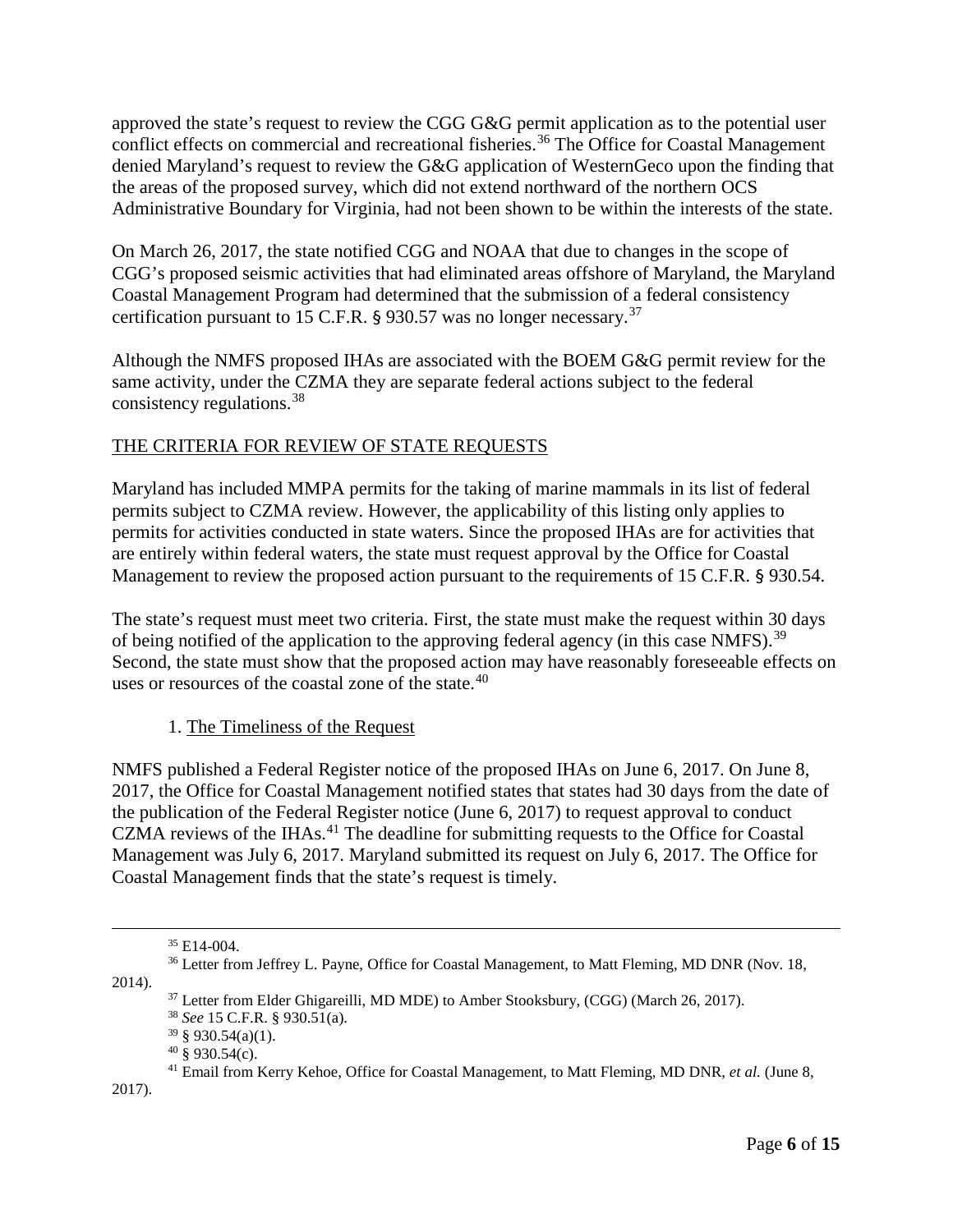approved the state's request to review the CGG G&G permit application as to the potential user conflict effects on commercial and recreational fisheries.[36] The Office for Coastal Management denied Maryland's request to review the G&G application of WesternGeco upon the finding that the areas of the proposed survey, which did not extend northward of the northern OCS Administrative Boundary for Virginia, had not been shown to be within the interests of the state.

On March 26, 2017, the state notified CGG and NOAA that due to changes in the scope of CGG's proposed seismic activities that had eliminated areas offshore of Maryland, the Maryland Coastal Management Program had determined that the submission of a federal consistency certification pursuant to 15 C.F.R. § 930.57 was no longer necessary.[37]

Although the NMFS proposed IHAs are associated with the BOEM G&G permit review for the same activity, under the CZMA they are separate federal actions subject to the federal consistency regulations.[38]

THE CRITERIA FOR REVIEW OF STATE REQUESTS

Maryland has included MMPA permits for the taking of marine mammals in its list of federal permits subject to CZMA review. However, the applicability of this listing only applies to permits for activities conducted in state waters. Since the proposed IHAs are for activities that are entirely within federal waters, the state must request approval by the Office for Coastal Management to review the proposed action pursuant to the requirements of 15 C.F.R. § 930.54.

The state's request must meet two criteria. First, the state must make the request within 30 days of being notified of the application to the approving federal agency (in this case NMFS).[39] Second, the state must show that the proposed action may have reasonably foreseeable effects on uses or resources of the coastal zone of the state.[40]

1. The Timeliness of the Request

NMFS published a Federal Register notice of the proposed IHAs on June 6, 2017. On June 8, 2017, the Office for Coastal Management notified states that states had 30 days from the date of the publication of the Federal Register notice (June 6, 2017) to request approval to conduct CZMA reviews of the IHAs.[41] The deadline for submitting requests to the Office for Coastal Management was July 6, 2017. Maryland submitted its request on July 6, 2017. The Office for Coastal Management finds that the state's request is timely.

---

[35] E14-004.

[36] Letter from Jeffrey L. Payne, Office for Coastal Management, to Matt Fleming, MD DNR (Nov. 18, 2014).

[37] Letter from Elder Ghigareilli, MD MDE) to Amber Stooksbury, (CGG) (March 26, 2017).

[38] *See* 15 C.F.R. § 930.51(a).

[39] § 930.54(a)(1).

[40] § 930.54(c).

[41] Email from Kerry Kehoe, Office for Coastal Management, to Matt Fleming, MD DNR, *et al.* (June 8, 2017).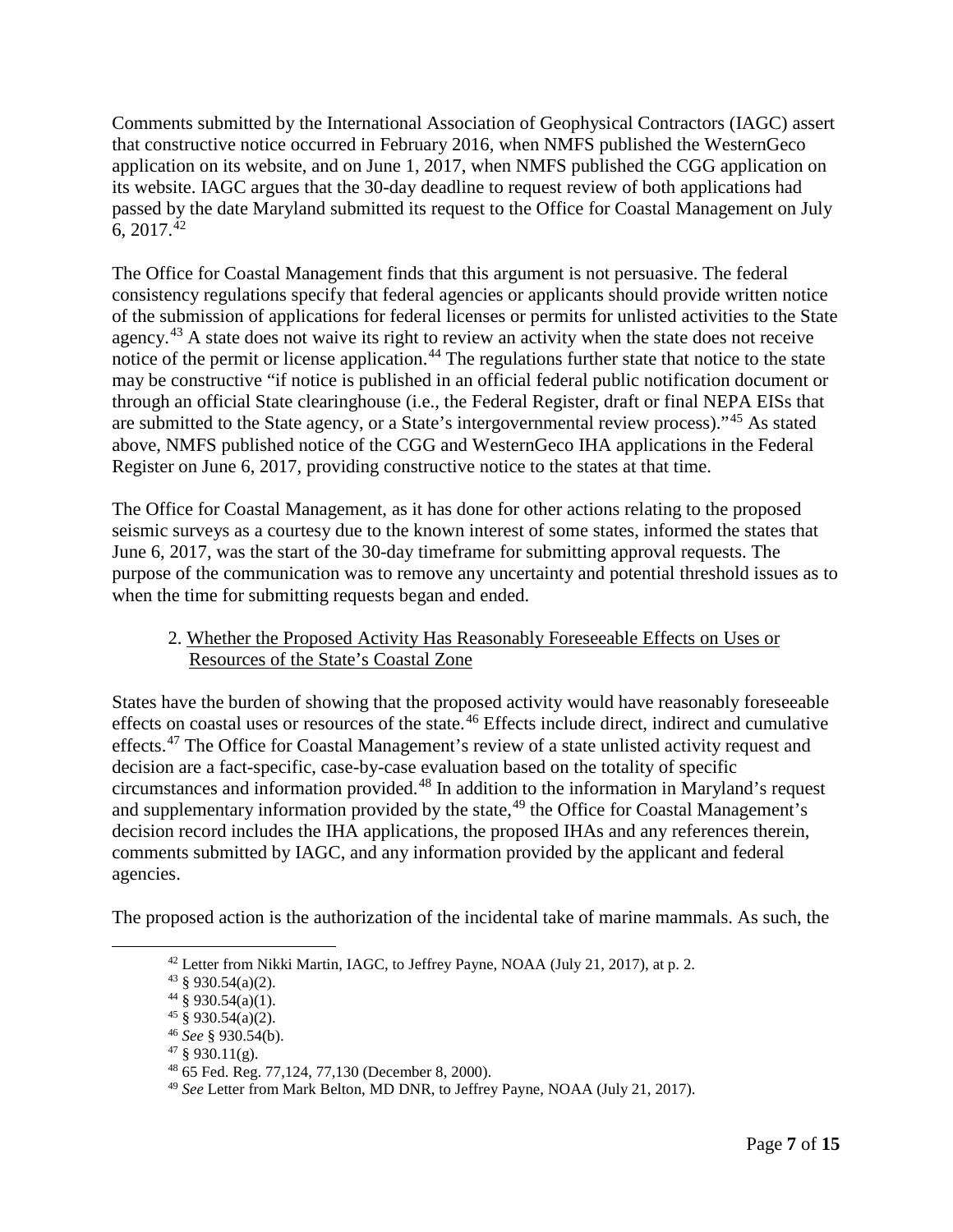Comments submitted by the International Association of Geophysical Contractors (IAGC) assert that constructive notice occurred in February 2016, when NMFS published the WesternGeco application on its website, and on June 1, 2017, when NMFS published the CGG application on its website. IAGC argues that the 30-day deadline to request review of both applications had passed by the date Maryland submitted its request to the Office for Coastal Management on July 6, 2017.[42]

The Office for Coastal Management finds that this argument is not persuasive. The federal consistency regulations specify that federal agencies or applicants should provide written notice of the submission of applications for federal licenses or permits for unlisted activities to the State agency.[43] A state does not waive its right to review an activity when the state does not receive notice of the permit or license application.[44] The regulations further state that notice to the state may be constructive "if notice is published in an official federal public notification document or through an official State clearinghouse (i.e., the Federal Register, draft or final NEPA EISs that are submitted to the State agency, or a State's intergovernmental review process)."[45] As stated above, NMFS published notice of the CGG and WesternGeco IHA applications in the Federal Register on June 6, 2017, providing constructive notice to the states at that time.

The Office for Coastal Management, as it has done for other actions relating to the proposed seismic surveys as a courtesy due to the known interest of some states, informed the states that June 6, 2017, was the start of the 30-day timeframe for submitting approval requests. The purpose of the communication was to remove any uncertainty and potential threshold issues as to when the time for submitting requests began and ended.

2. Whether the Proposed Activity Has Reasonably Foreseeable Effects on Uses or Resources of the State's Coastal Zone

States have the burden of showing that the proposed activity would have reasonably foreseeable effects on coastal uses or resources of the state.[46] Effects include direct, indirect and cumulative effects.[47] The Office for Coastal Management's review of a state unlisted activity request and decision are a fact-specific, case-by-case evaluation based on the totality of specific circumstances and information provided.[48] In addition to the information in Maryland's request and supplementary information provided by the state,[49] the Office for Coastal Management's decision record includes the IHA applications, the proposed IHAs and any references therein, comments submitted by IAGC, and any information provided by the applicant and federal agencies.

The proposed action is the authorization of the incidental take of marine mammals. As such, the

---

[42] Letter from Nikki Martin, IAGC, to Jeffrey Payne, NOAA (July 21, 2017), at p. 2.

[43] § 930.54(a)(2).

[44] § 930.54(a)(1).

[45] § 930.54(a)(2).

[46] *See* § 930.54(b).

[47] § 930.11(g).

[48] 65 Fed. Reg. 77,124, 77,130 (December 8, 2000).

[49] *See* Letter from Mark Belton, MD DNR, to Jeffrey Payne, NOAA (July 21, 2017).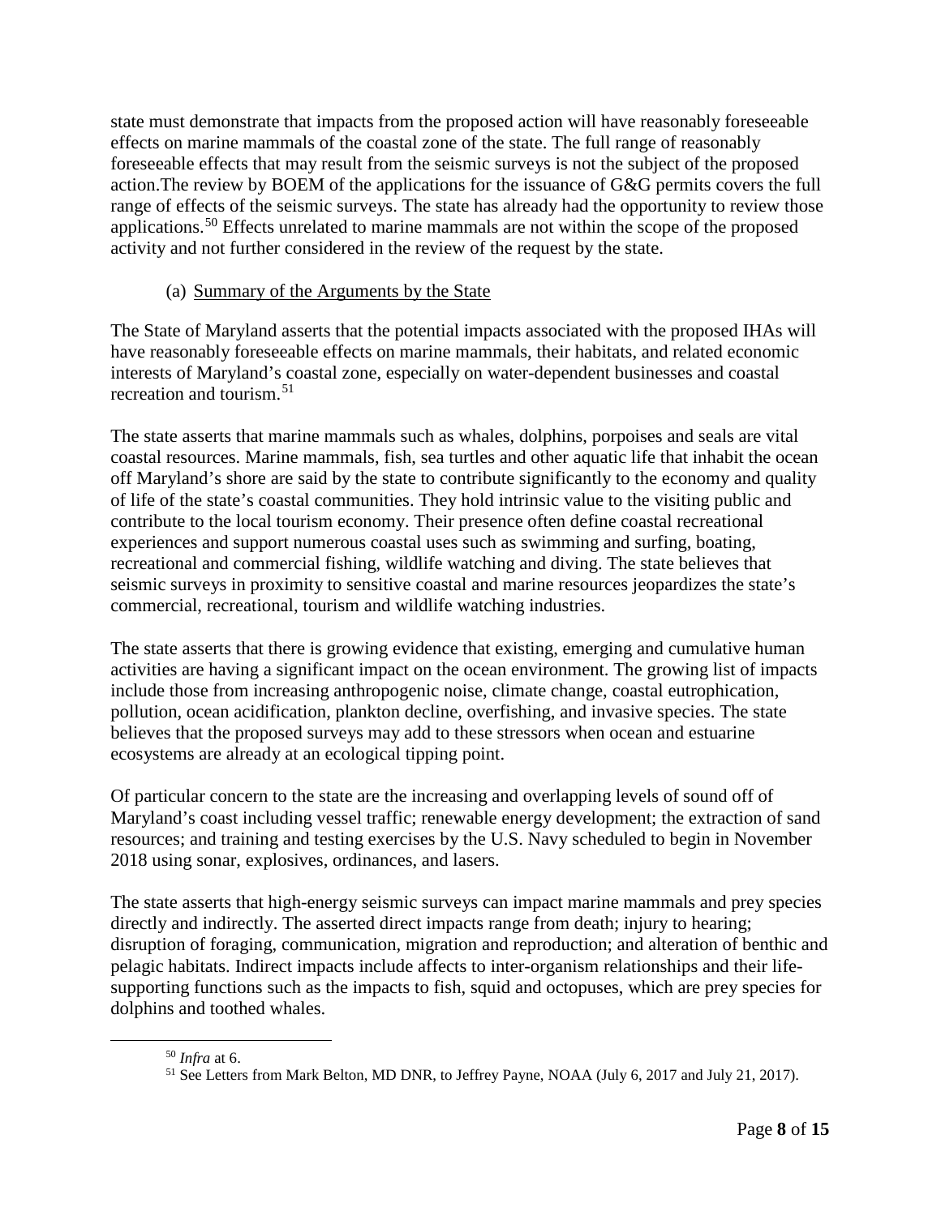state must demonstrate that impacts from the proposed action will have reasonably foreseeable effects on marine mammals of the coastal zone of the state. The full range of reasonably foreseeable effects that may result from the seismic surveys is not the subject of the proposed action.The review by BOEM of the applications for the issuance of G&G permits covers the full range of effects of the seismic surveys. The state has already had the opportunity to review those applications.[50] Effects unrelated to marine mammals are not within the scope of the proposed activity and not further considered in the review of the request by the state.

(a) Summary of the Arguments by the State

The State of Maryland asserts that the potential impacts associated with the proposed IHAs will have reasonably foreseeable effects on marine mammals, their habitats, and related economic interests of Maryland's coastal zone, especially on water-dependent businesses and coastal recreation and tourism.[51]

The state asserts that marine mammals such as whales, dolphins, porpoises and seals are vital coastal resources. Marine mammals, fish, sea turtles and other aquatic life that inhabit the ocean off Maryland's shore are said by the state to contribute significantly to the economy and quality of life of the state's coastal communities. They hold intrinsic value to the visiting public and contribute to the local tourism economy. Their presence often define coastal recreational experiences and support numerous coastal uses such as swimming and surfing, boating, recreational and commercial fishing, wildlife watching and diving. The state believes that seismic surveys in proximity to sensitive coastal and marine resources jeopardizes the state's commercial, recreational, tourism and wildlife watching industries.

The state asserts that there is growing evidence that existing, emerging and cumulative human activities are having a significant impact on the ocean environment. The growing list of impacts include those from increasing anthropogenic noise, climate change, coastal eutrophication, pollution, ocean acidification, plankton decline, overfishing, and invasive species. The state believes that the proposed surveys may add to these stressors when ocean and estuarine ecosystems are already at an ecological tipping point.

Of particular concern to the state are the increasing and overlapping levels of sound off of Maryland's coast including vessel traffic; renewable energy development; the extraction of sand resources; and training and testing exercises by the U.S. Navy scheduled to begin in November 2018 using sonar, explosives, ordinances, and lasers.

The state asserts that high-energy seismic surveys can impact marine mammals and prey species directly and indirectly. The asserted direct impacts range from death; injury to hearing; disruption of foraging, communication, migration and reproduction; and alteration of benthic and pelagic habitats. Indirect impacts include affects to inter-organism relationships and their life-supporting functions such as the impacts to fish, squid and octopuses, which are prey species for dolphins and toothed whales.

[50] *Infra* at 6.

[51] See Letters from Mark Belton, MD DNR, to Jeffrey Payne, NOAA (July 6, 2017 and July 21, 2017).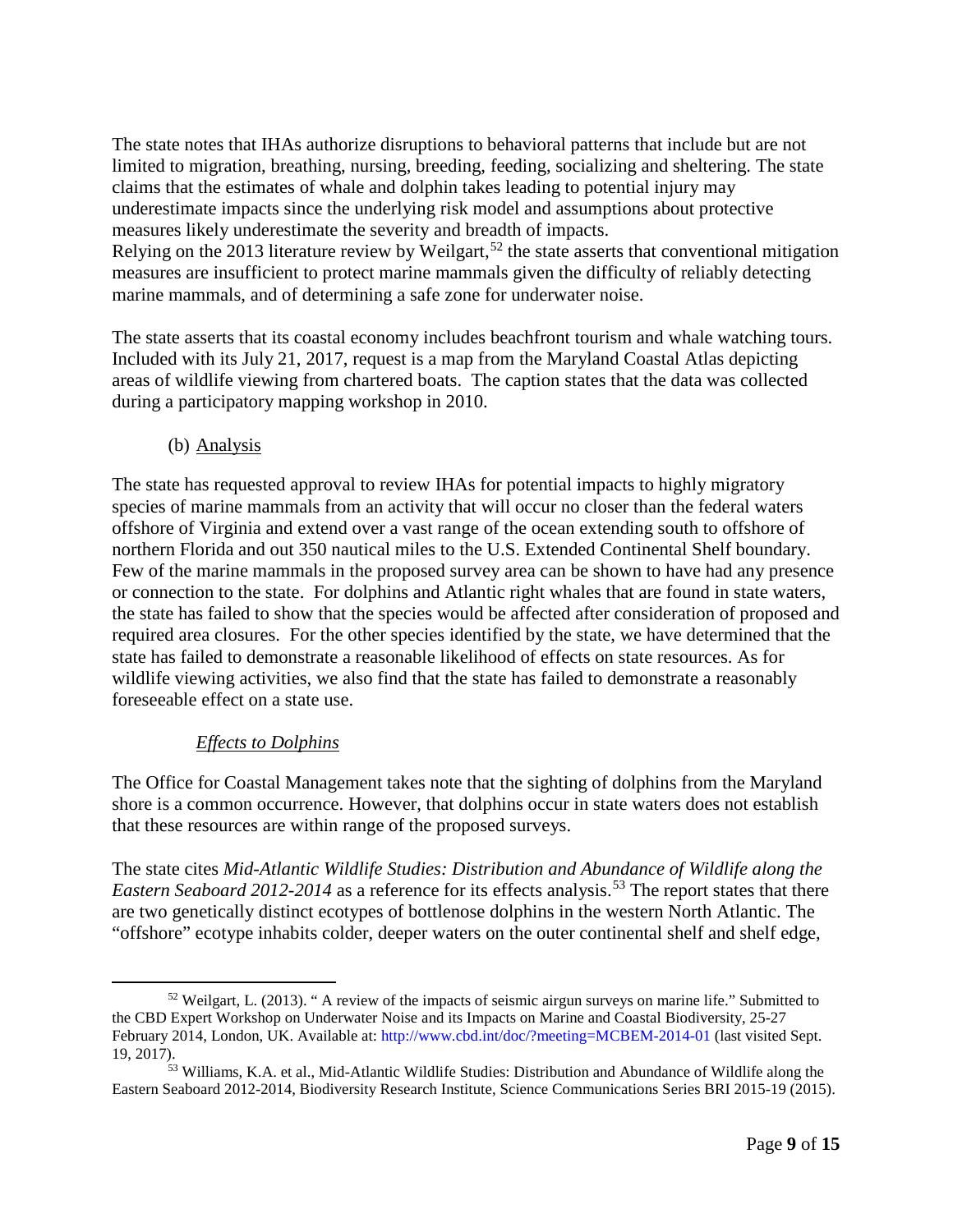The state notes that IHAs authorize disruptions to behavioral patterns that include but are not limited to migration, breathing, nursing, breeding, feeding, socializing and sheltering. The state claims that the estimates of whale and dolphin takes leading to potential injury may underestimate impacts since the underlying risk model and assumptions about protective measures likely underestimate the severity and breadth of impacts.
Relying on the 2013 literature review by Weilgart,[52] the state asserts that conventional mitigation measures are insufficient to protect marine mammals given the difficulty of reliably detecting marine mammals, and of determining a safe zone for underwater noise.

The state asserts that its coastal economy includes beachfront tourism and whale watching tours. Included with its July 21, 2017, request is a map from the Maryland Coastal Atlas depicting areas of wildlife viewing from chartered boats. The caption states that the data was collected during a participatory mapping workshop in 2010.

(b) Analysis

The state has requested approval to review IHAs for potential impacts to highly migratory species of marine mammals from an activity that will occur no closer than the federal waters offshore of Virginia and extend over a vast range of the ocean extending south to offshore of northern Florida and out 350 nautical miles to the U.S. Extended Continental Shelf boundary. Few of the marine mammals in the proposed survey area can be shown to have had any presence or connection to the state. For dolphins and Atlantic right whales that are found in state waters, the state has failed to show that the species would be affected after consideration of proposed and required area closures. For the other species identified by the state, we have determined that the state has failed to demonstrate a reasonable likelihood of effects on state resources. As for wildlife viewing activities, we also find that the state has failed to demonstrate a reasonably foreseeable effect on a state use.

*Effects to Dolphins*

The Office for Coastal Management takes note that the sighting of dolphins from the Maryland shore is a common occurrence. However, that dolphins occur in state waters does not establish that these resources are within range of the proposed surveys.

The state cites *Mid-Atlantic Wildlife Studies: Distribution and Abundance of Wildlife along the Eastern Seaboard 2012-2014* as a reference for its effects analysis.[53] The report states that there are two genetically distinct ecotypes of bottlenose dolphins in the western North Atlantic. The "offshore" ecotype inhabits colder, deeper waters on the outer continental shelf and shelf edge,

---

[52] Weilgart, L. (2013). " A review of the impacts of seismic airgun surveys on marine life." Submitted to the CBD Expert Workshop on Underwater Noise and its Impacts on Marine and Coastal Biodiversity, 25-27 February 2014, London, UK. Available at: http://www.cbd.int/doc/?meeting=MCBEM-2014-01 (last visited Sept. 19, 2017).

[53] Williams, K.A. et al., Mid-Atlantic Wildlife Studies: Distribution and Abundance of Wildlife along the Eastern Seaboard 2012-2014, Biodiversity Research Institute, Science Communications Series BRI 2015-19 (2015).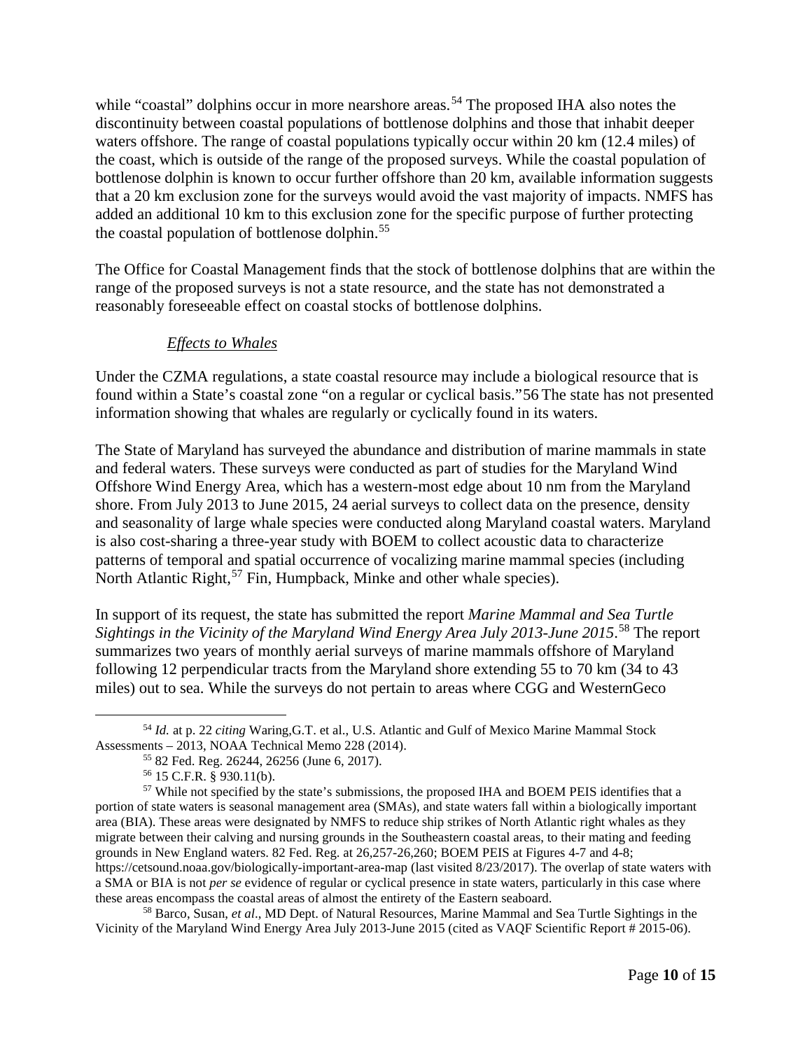while "coastal" dolphins occur in more nearshore areas.[54] The proposed IHA also notes the discontinuity between coastal populations of bottlenose dolphins and those that inhabit deeper waters offshore. The range of coastal populations typically occur within 20 km (12.4 miles) of the coast, which is outside of the range of the proposed surveys. While the coastal population of bottlenose dolphin is known to occur further offshore than 20 km, available information suggests that a 20 km exclusion zone for the surveys would avoid the vast majority of impacts. NMFS has added an additional 10 km to this exclusion zone for the specific purpose of further protecting the coastal population of bottlenose dolphin.[55]

The Office for Coastal Management finds that the stock of bottlenose dolphins that are within the range of the proposed surveys is not a state resource, and the state has not demonstrated a reasonably foreseeable effect on coastal stocks of bottlenose dolphins.

*Effects to Whales*

Under the CZMA regulations, a state coastal resource may include a biological resource that is found within a State's coastal zone "on a regular or cyclical basis."56 The state has not presented information showing that whales are regularly or cyclically found in its waters.

The State of Maryland has surveyed the abundance and distribution of marine mammals in state and federal waters. These surveys were conducted as part of studies for the Maryland Wind Offshore Wind Energy Area, which has a western-most edge about 10 nm from the Maryland shore. From July 2013 to June 2015, 24 aerial surveys to collect data on the presence, density and seasonality of large whale species were conducted along Maryland coastal waters. Maryland is also cost-sharing a three-year study with BOEM to collect acoustic data to characterize patterns of temporal and spatial occurrence of vocalizing marine mammal species (including North Atlantic Right,[57] Fin, Humpback, Minke and other whale species).

In support of its request, the state has submitted the report *Marine Mammal and Sea Turtle Sightings in the Vicinity of the Maryland Wind Energy Area July 2013-June 2015*.[58] The report summarizes two years of monthly aerial surveys of marine mammals offshore of Maryland following 12 perpendicular tracts from the Maryland shore extending 55 to 70 km (34 to 43 miles) out to sea. While the surveys do not pertain to areas where CGG and WesternGeco

---

[54] *Id.* at p. 22 *citing* Waring,G.T. et al., U.S. Atlantic and Gulf of Mexico Marine Mammal Stock Assessments – 2013, NOAA Technical Memo 228 (2014).

[55] 82 Fed. Reg. 26244, 26256 (June 6, 2017).

[56] 15 C.F.R. § 930.11(b).

[57] While not specified by the state's submissions, the proposed IHA and BOEM PEIS identifies that a portion of state waters is seasonal management area (SMAs), and state waters fall within a biologically important area (BIA). These areas were designated by NMFS to reduce ship strikes of North Atlantic right whales as they migrate between their calving and nursing grounds in the Southeastern coastal areas, to their mating and feeding grounds in New England waters. 82 Fed. Reg. at 26,257-26,260; BOEM PEIS at Figures 4-7 and 4-8; https://cetsound.noaa.gov/biologically-important-area-map (last visited 8/23/2017). The overlap of state waters with a SMA or BIA is not *per se* evidence of regular or cyclical presence in state waters, particularly in this case where these areas encompass the coastal areas of almost the entirety of the Eastern seaboard.

[58] Barco, Susan, *et al*., MD Dept. of Natural Resources, Marine Mammal and Sea Turtle Sightings in the Vicinity of the Maryland Wind Energy Area July 2013-June 2015 (cited as VAQF Scientific Report # 2015-06).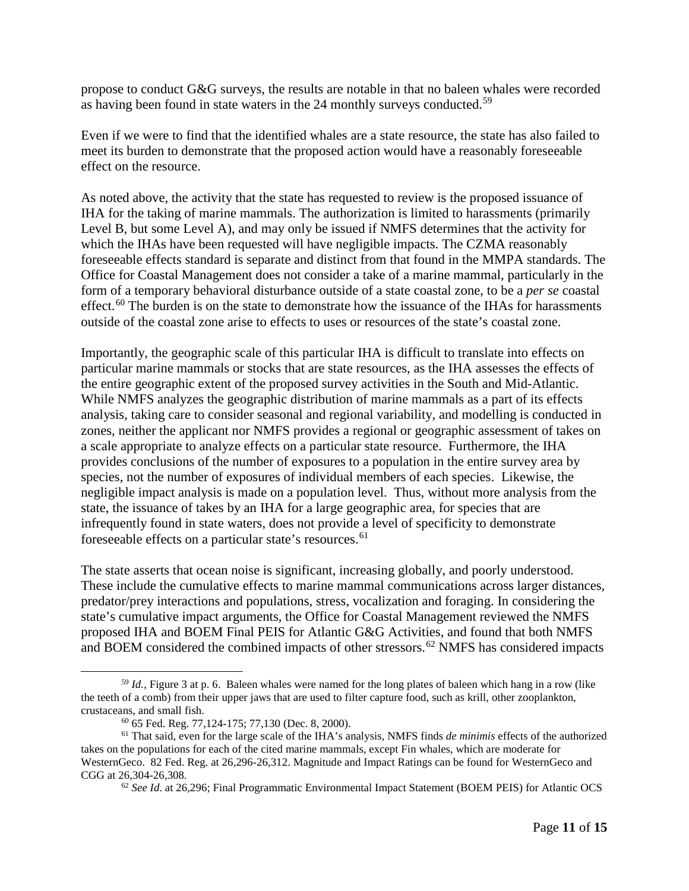propose to conduct G&G surveys, the results are notable in that no baleen whales were recorded as having been found in state waters in the 24 monthly surveys conducted.[59]

Even if we were to find that the identified whales are a state resource, the state has also failed to meet its burden to demonstrate that the proposed action would have a reasonably foreseeable effect on the resource.

As noted above, the activity that the state has requested to review is the proposed issuance of IHA for the taking of marine mammals. The authorization is limited to harassments (primarily Level B, but some Level A), and may only be issued if NMFS determines that the activity for which the IHAs have been requested will have negligible impacts. The CZMA reasonably foreseeable effects standard is separate and distinct from that found in the MMPA standards. The Office for Coastal Management does not consider a take of a marine mammal, particularly in the form of a temporary behavioral disturbance outside of a state coastal zone, to be a *per se* coastal effect.[60] The burden is on the state to demonstrate how the issuance of the IHAs for harassments outside of the coastal zone arise to effects to uses or resources of the state's coastal zone.

Importantly, the geographic scale of this particular IHA is difficult to translate into effects on particular marine mammals or stocks that are state resources, as the IHA assesses the effects of the entire geographic extent of the proposed survey activities in the South and Mid-Atlantic. While NMFS analyzes the geographic distribution of marine mammals as a part of its effects analysis, taking care to consider seasonal and regional variability, and modelling is conducted in zones, neither the applicant nor NMFS provides a regional or geographic assessment of takes on a scale appropriate to analyze effects on a particular state resource. Furthermore, the IHA provides conclusions of the number of exposures to a population in the entire survey area by species, not the number of exposures of individual members of each species. Likewise, the negligible impact analysis is made on a population level. Thus, without more analysis from the state, the issuance of takes by an IHA for a large geographic area, for species that are infrequently found in state waters, does not provide a level of specificity to demonstrate foreseeable effects on a particular state's resources.[61]

The state asserts that ocean noise is significant, increasing globally, and poorly understood. These include the cumulative effects to marine mammal communications across larger distances, predator/prey interactions and populations, stress, vocalization and foraging. In considering the state's cumulative impact arguments, the Office for Coastal Management reviewed the NMFS proposed IHA and BOEM Final PEIS for Atlantic G&G Activities, and found that both NMFS and BOEM considered the combined impacts of other stressors.[62] NMFS has considered impacts

---

[59] *Id.*, Figure 3 at p. 6. Baleen whales were named for the long plates of baleen which hang in a row (like the teeth of a comb) from their upper jaws that are used to filter capture food, such as krill, other zooplankton, crustaceans, and small fish.

[60] 65 Fed. Reg. 77,124-175; 77,130 (Dec. 8, 2000).

[61] That said, even for the large scale of the IHA's analysis, NMFS finds *de minimis* effects of the authorized takes on the populations for each of the cited marine mammals, except Fin whales, which are moderate for WesternGeco. 82 Fed. Reg. at 26,296-26,312. Magnitude and Impact Ratings can be found for WesternGeco and CGG at 26,304-26,308.

[62] *See Id*. at 26,296; Final Programmatic Environmental Impact Statement (BOEM PEIS) for Atlantic OCS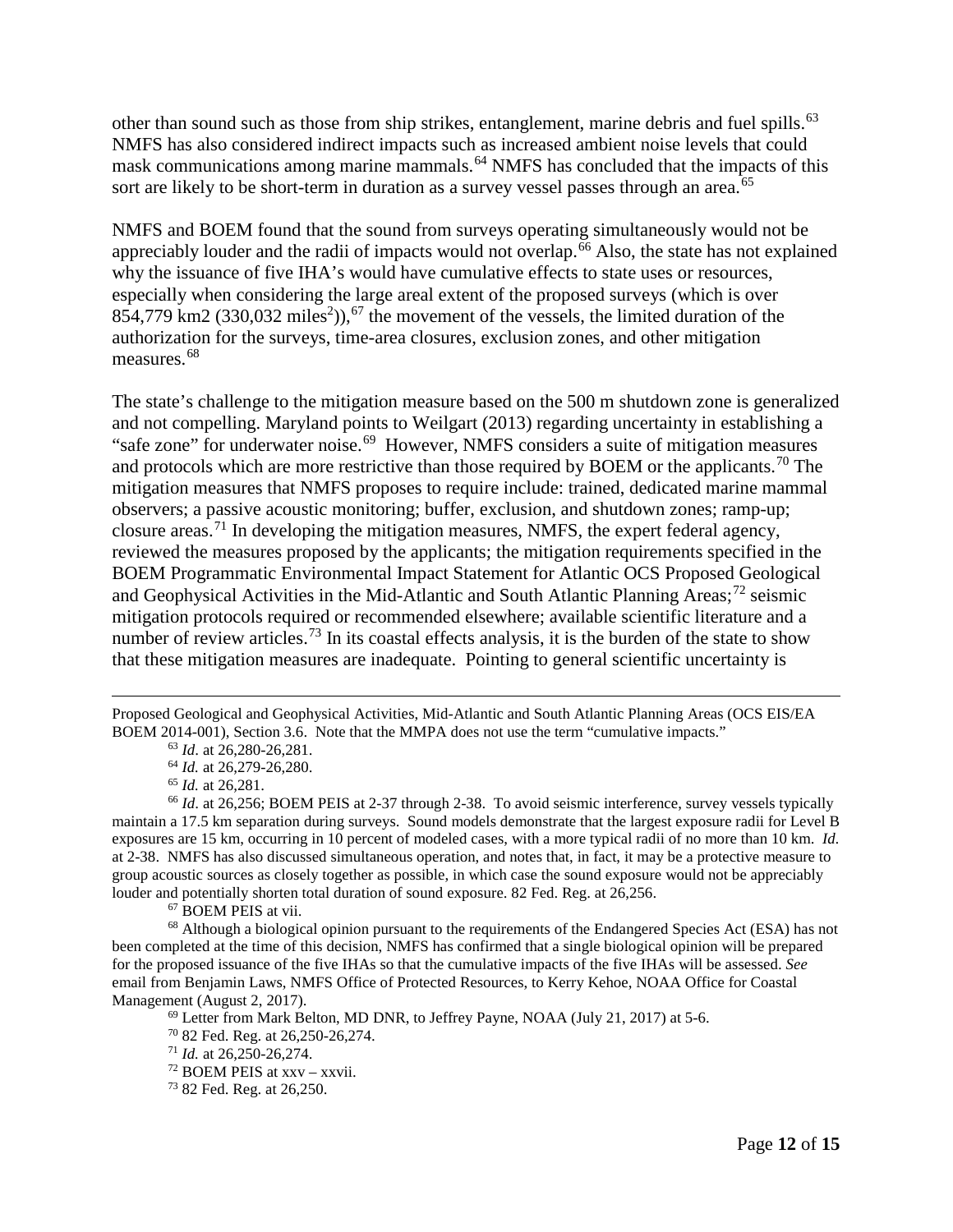other than sound such as those from ship strikes, entanglement, marine debris and fuel spills.[63] NMFS has also considered indirect impacts such as increased ambient noise levels that could mask communications among marine mammals.[64] NMFS has concluded that the impacts of this sort are likely to be short-term in duration as a survey vessel passes through an area.[65]

NMFS and BOEM found that the sound from surveys operating simultaneously would not be appreciably louder and the radii of impacts would not overlap.[66] Also, the state has not explained why the issuance of five IHA's would have cumulative effects to state uses or resources, especially when considering the large areal extent of the proposed surveys (which is over 854,779 km2 (330,032 miles$^2$)),[67] the movement of the vessels, the limited duration of the authorization for the surveys, time-area closures, exclusion zones, and other mitigation measures.[68]

The state's challenge to the mitigation measure based on the 500 m shutdown zone is generalized and not compelling. Maryland points to Weilgart (2013) regarding uncertainty in establishing a "safe zone" for underwater noise.[69] However, NMFS considers a suite of mitigation measures and protocols which are more restrictive than those required by BOEM or the applicants.[70] The mitigation measures that NMFS proposes to require include: trained, dedicated marine mammal observers; a passive acoustic monitoring; buffer, exclusion, and shutdown zones; ramp-up; closure areas.[71] In developing the mitigation measures, NMFS, the expert federal agency, reviewed the measures proposed by the applicants; the mitigation requirements specified in the BOEM Programmatic Environmental Impact Statement for Atlantic OCS Proposed Geological and Geophysical Activities in the Mid-Atlantic and South Atlantic Planning Areas;[72] seismic mitigation protocols required or recommended elsewhere; available scientific literature and a number of review articles.[73] In its coastal effects analysis, it is the burden of the state to show that these mitigation measures are inadequate. Pointing to general scientific uncertainty is

---

Proposed Geological and Geophysical Activities, Mid-Atlantic and South Atlantic Planning Areas (OCS EIS/EA BOEM 2014-001), Section 3.6. Note that the MMPA does not use the term "cumulative impacts."

[63] *Id*. at 26,280-26,281.

[64] *Id.* at 26,279-26,280.

[65] *Id.* at 26,281.

[66] *Id*. at 26,256; BOEM PEIS at 2-37 through 2-38. To avoid seismic interference, survey vessels typically maintain a 17.5 km separation during surveys. Sound models demonstrate that the largest exposure radii for Level B exposures are 15 km, occurring in 10 percent of modeled cases, with a more typical radii of no more than 10 km. *Id*. at 2-38. NMFS has also discussed simultaneous operation, and notes that, in fact, it may be a protective measure to group acoustic sources as closely together as possible, in which case the sound exposure would not be appreciably louder and potentially shorten total duration of sound exposure. 82 Fed. Reg. at 26,256.

[67] BOEM PEIS at vii.

[68] Although a biological opinion pursuant to the requirements of the Endangered Species Act (ESA) has not been completed at the time of this decision, NMFS has confirmed that a single biological opinion will be prepared for the proposed issuance of the five IHAs so that the cumulative impacts of the five IHAs will be assessed. *See* email from Benjamin Laws, NMFS Office of Protected Resources, to Kerry Kehoe, NOAA Office for Coastal Management (August 2, 2017).

[69] Letter from Mark Belton, MD DNR, to Jeffrey Payne, NOAA (July 21, 2017) at 5-6.

[70] 82 Fed. Reg. at 26,250-26,274.

[71] *Id.* at 26,250-26,274.

[72] BOEM PEIS at xxv – xxvii.

[73] 82 Fed. Reg. at 26,250.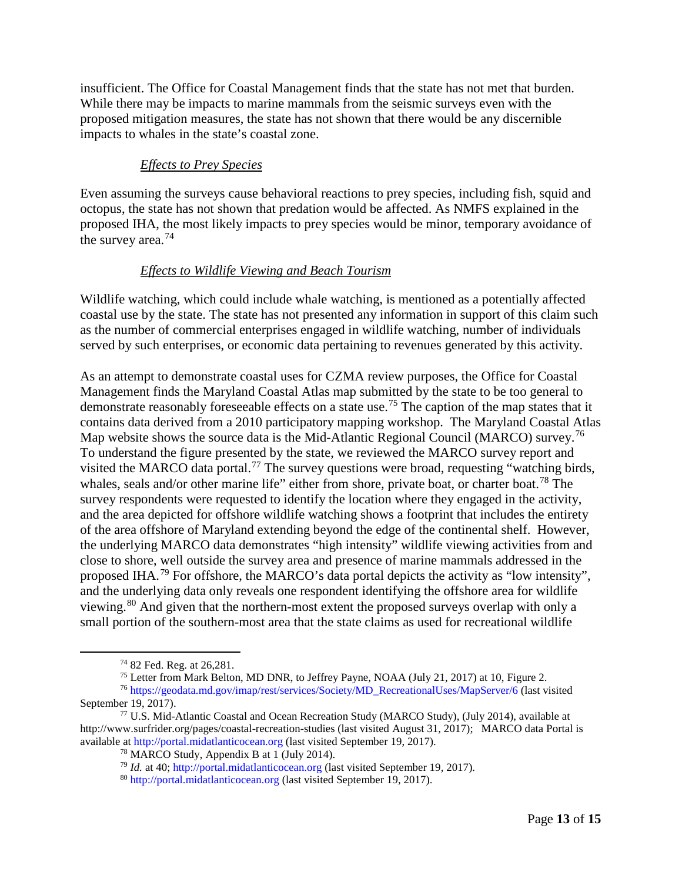insufficient. The Office for Coastal Management finds that the state has not met that burden. While there may be impacts to marine mammals from the seismic surveys even with the proposed mitigation measures, the state has not shown that there would be any discernible impacts to whales in the state's coastal zone.

*Effects to Prey Species*

Even assuming the surveys cause behavioral reactions to prey species, including fish, squid and octopus, the state has not shown that predation would be affected. As NMFS explained in the proposed IHA, the most likely impacts to prey species would be minor, temporary avoidance of the survey area.[74]

*Effects to Wildlife Viewing and Beach Tourism*

Wildlife watching, which could include whale watching, is mentioned as a potentially affected coastal use by the state. The state has not presented any information in support of this claim such as the number of commercial enterprises engaged in wildlife watching, number of individuals served by such enterprises, or economic data pertaining to revenues generated by this activity.

As an attempt to demonstrate coastal uses for CZMA review purposes, the Office for Coastal Management finds the Maryland Coastal Atlas map submitted by the state to be too general to demonstrate reasonably foreseeable effects on a state use.[75] The caption of the map states that it contains data derived from a 2010 participatory mapping workshop. The Maryland Coastal Atlas Map website shows the source data is the Mid-Atlantic Regional Council (MARCO) survey.[76] To understand the figure presented by the state, we reviewed the MARCO survey report and visited the MARCO data portal.[77] The survey questions were broad, requesting "watching birds, whales, seals and/or other marine life" either from shore, private boat, or charter boat.[78] The survey respondents were requested to identify the location where they engaged in the activity, and the area depicted for offshore wildlife watching shows a footprint that includes the entirety of the area offshore of Maryland extending beyond the edge of the continental shelf. However, the underlying MARCO data demonstrates "high intensity" wildlife viewing activities from and close to shore, well outside the survey area and presence of marine mammals addressed in the proposed IHA.[79] For offshore, the MARCO's data portal depicts the activity as "low intensity", and the underlying data only reveals one respondent identifying the offshore area for wildlife viewing.[80] And given that the northern-most extent the proposed surveys overlap with only a small portion of the southern-most area that the state claims as used for recreational wildlife

---

[74] 82 Fed. Reg. at 26,281.

[75] Letter from Mark Belton, MD DNR, to Jeffrey Payne, NOAA (July 21, 2017) at 10, Figure 2.

[76] https://geodata.md.gov/imap/rest/services/Society/MD_RecreationalUses/MapServer/6 (last visited September 19, 2017).

[77] U.S. Mid-Atlantic Coastal and Ocean Recreation Study (MARCO Study), (July 2014), available at http://www.surfrider.org/pages/coastal-recreation-studies (last visited August 31, 2017); MARCO data Portal is available at http://portal.midatlanticocean.org (last visited September 19, 2017).

[78] MARCO Study, Appendix B at 1 (July 2014).

[79] *Id.* at 40; http://portal.midatlanticocean.org (last visited September 19, 2017).

[80] http://portal.midatlanticocean.org (last visited September 19, 2017).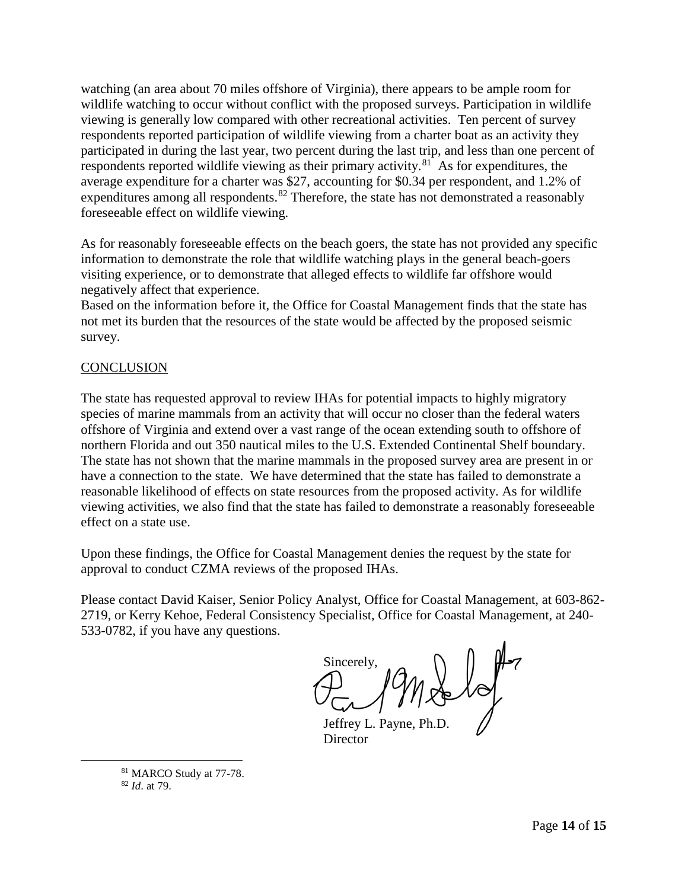watching (an area about 70 miles offshore of Virginia), there appears to be ample room for wildlife watching to occur without conflict with the proposed surveys. Participation in wildlife viewing is generally low compared with other recreational activities. Ten percent of survey respondents reported participation of wildlife viewing from a charter boat as an activity they participated in during the last year, two percent during the last trip, and less than one percent of respondents reported wildlife viewing as their primary activity.[81] As for expenditures, the average expenditure for a charter was $27, accounting for $0.34 per respondent, and 1.2% of expenditures among all respondents.[82] Therefore, the state has not demonstrated a reasonably foreseeable effect on wildlife viewing.

As for reasonably foreseeable effects on the beach goers, the state has not provided any specific information to demonstrate the role that wildlife watching plays in the general beach-goers visiting experience, or to demonstrate that alleged effects to wildlife far offshore would negatively affect that experience.

Based on the information before it, the Office for Coastal Management finds that the state has not met its burden that the resources of the state would be affected by the proposed seismic survey.

## CONCLUSION

The state has requested approval to review IHAs for potential impacts to highly migratory species of marine mammals from an activity that will occur no closer than the federal waters offshore of Virginia and extend over a vast range of the ocean extending south to offshore of northern Florida and out 350 nautical miles to the U.S. Extended Continental Shelf boundary. The state has not shown that the marine mammals in the proposed survey area are present in or have a connection to the state. We have determined that the state has failed to demonstrate a reasonable likelihood of effects on state resources from the proposed activity. As for wildlife viewing activities, we also find that the state has failed to demonstrate a reasonably foreseeable effect on a state use.

Upon these findings, the Office for Coastal Management denies the request by the state for approval to conduct CZMA reviews of the proposed IHAs.

Please contact David Kaiser, Senior Policy Analyst, Office for Coastal Management, at 603-862-2719, or Kerry Kehoe, Federal Consistency Specialist, Office for Coastal Management, at 240-533-0782, if you have any questions.

Sincerely,

Jeffrey L. Payne, Ph.D.
Director

---

[81] MARCO Study at 77-78.

[82] *Id*. at 79.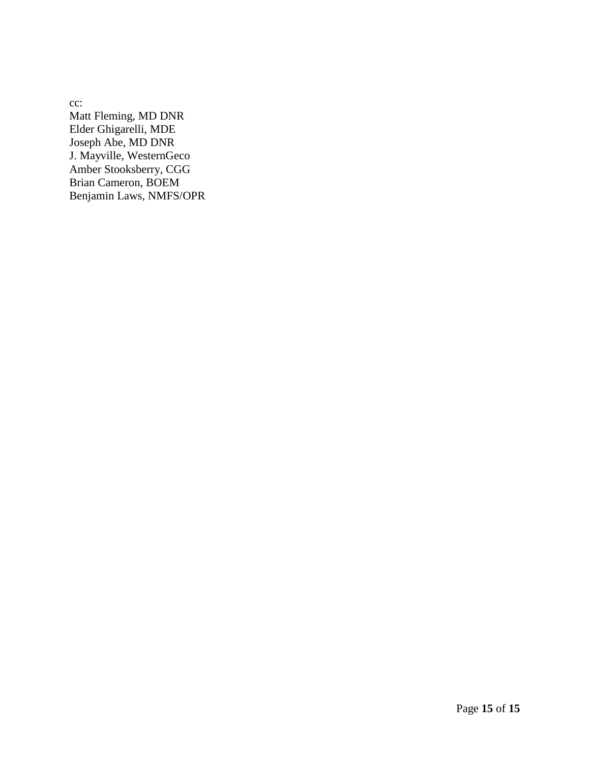cc:
Matt Fleming, MD DNR
Elder Ghigarelli, MDE
Joseph Abe, MD DNR
J. Mayville, WesternGeco
Amber Stooksberry, CGG
Brian Cameron, BOEM
Benjamin Laws, NMFS/OPR